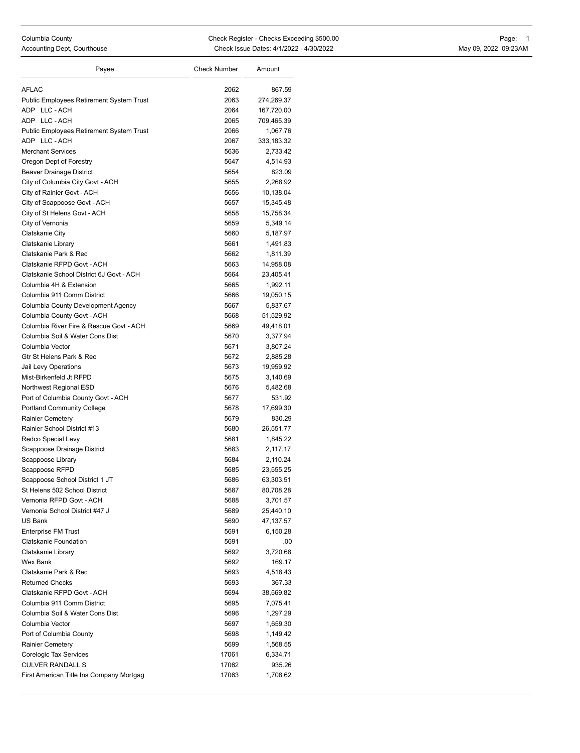Columbia County
Accounting Dept, Courthouse

Check Register - Checks Exceeding $500.00
Check Issue Dates: 4/1/2022 - 4/30/2022

May 09, 2022 09:23AM

| Payee | Check Number | Amount |
|---|---|---|
| AFLAC | 2062 | 867.59 |
| Public Employees Retirement System Trust | 2063 | 274,269.37 |
| ADP LLC - ACH | 2064 | 167,720.00 |
| ADP LLC - ACH | 2065 | 709,465.39 |
| Public Employees Retirement System Trust | 2066 | 1,067.76 |
| ADP LLC - ACH | 2067 | 333,183.32 |
| Merchant Services | 5636 | 2,733.42 |
| Oregon Dept of Forestry | 5647 | 4,514.93 |
| Beaver Drainage District | 5654 | 823.09 |
| City of Columbia City Govt - ACH | 5655 | 2,268.92 |
| City of Rainier Govt - ACH | 5656 | 10,138.04 |
| City of Scappoose Govt - ACH | 5657 | 15,345.48 |
| City of St Helens Govt - ACH | 5658 | 15,758.34 |
| City of Vernonia | 5659 | 5,349.14 |
| Clatskanie City | 5660 | 5,187.97 |
| Clatskanie Library | 5661 | 1,491.83 |
| Clatskanie Park & Rec | 5662 | 1,811.39 |
| Clatskanie RFPD Govt - ACH | 5663 | 14,958.08 |
| Clatskanie School District 6J Govt - ACH | 5664 | 23,405.41 |
| Columbia 4H & Extension | 5665 | 1,992.11 |
| Columbia 911 Comm District | 5666 | 19,050.15 |
| Columbia County Development Agency | 5667 | 5,837.67 |
| Columbia County Govt - ACH | 5668 | 51,529.92 |
| Columbia River Fire & Rescue Govt - ACH | 5669 | 49,418.01 |
| Columbia Soil & Water Cons Dist | 5670 | 3,377.94 |
| Columbia Vector | 5671 | 3,807.24 |
| Gtr St Helens Park & Rec | 5672 | 2,885.28 |
| Jail Levy Operations | 5673 | 19,959.92 |
| Mist-Birkenfeld Jt RFPD | 5675 | 3,140.69 |
| Northwest Regional ESD | 5676 | 5,482.68 |
| Port of Columbia County Govt - ACH | 5677 | 531.92 |
| Portland Community College | 5678 | 17,699.30 |
| Rainier Cemetery | 5679 | 830.29 |
| Rainier School District #13 | 5680 | 26,551.77 |
| Redco Special Levy | 5681 | 1,845.22 |
| Scappoose Drainage District | 5683 | 2,117.17 |
| Scappoose Library | 5684 | 2,110.24 |
| Scappoose RFPD | 5685 | 23,555.25 |
| Scappoose School District 1 JT | 5686 | 63,303.51 |
| St Helens 502 School District | 5687 | 80,708.28 |
| Vernonia RFPD Govt - ACH | 5688 | 3,701.57 |
| Vernonia School District #47 J | 5689 | 25,440.10 |
| US Bank | 5690 | 47,137.57 |
| Enterprise FM Trust | 5691 | 6,150.28 |
| Clatskanie Foundation | 5691 | .00 |
| Clatskanie Library | 5692 | 3,720.68 |
| Wex Bank | 5692 | 169.17 |
| Clatskanie Park & Rec | 5693 | 4,518.43 |
| Returned Checks | 5693 | 367.33 |
| Clatskanie RFPD Govt - ACH | 5694 | 38,569.82 |
| Columbia 911 Comm District | 5695 | 7,075.41 |
| Columbia Soil & Water Cons Dist | 5696 | 1,297.29 |
| Columbia Vector | 5697 | 1,659.30 |
| Port of Columbia County | 5698 | 1,149.42 |
| Rainier Cemetery | 5699 | 1,568.55 |
| Corelogic Tax Services | 17061 | 6,334.71 |
| CULVER RANDALL S | 17062 | 935.26 |
| First American Title Ins Company Mortgag | 17063 | 1,708.62 |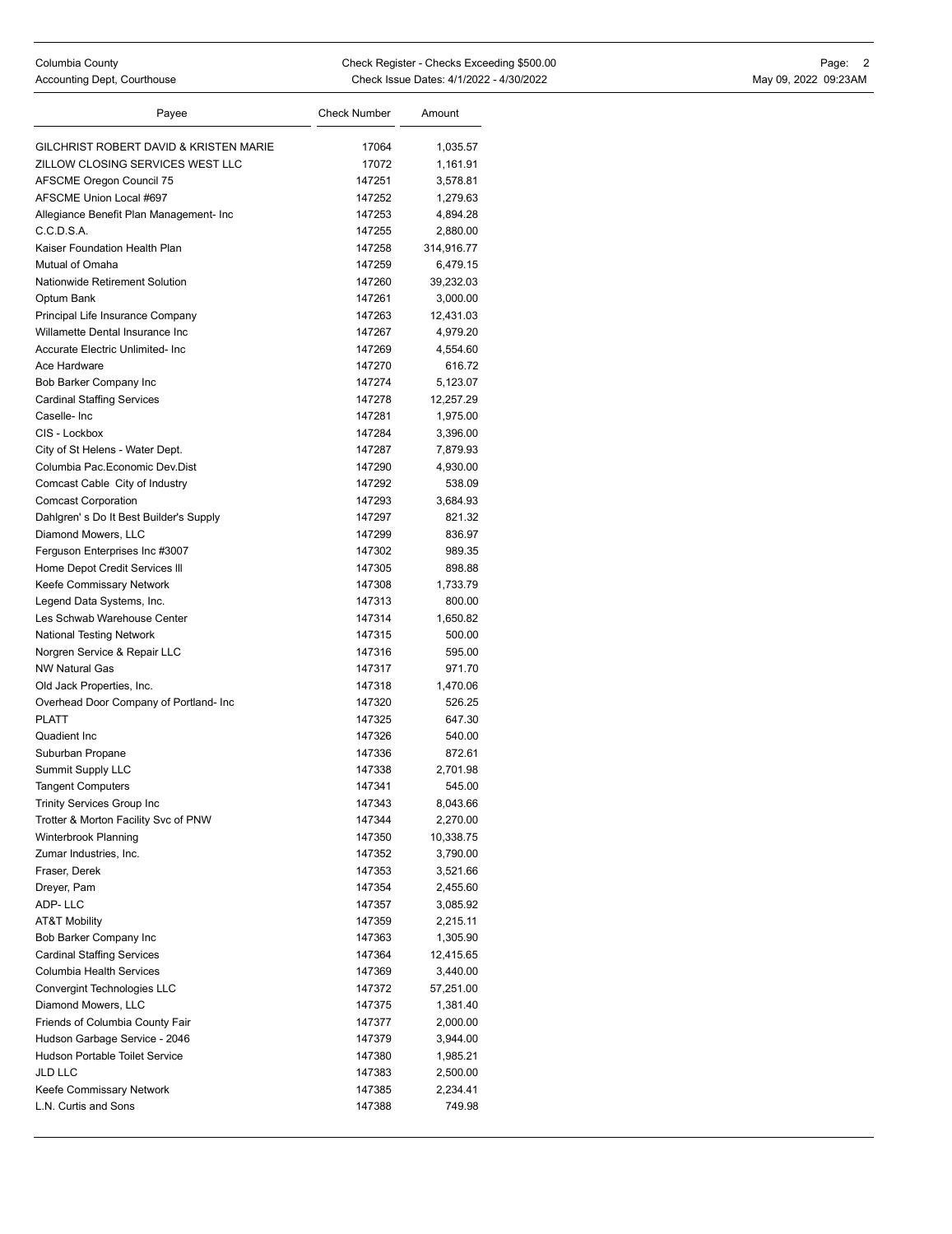| Payee | Check Number | Amount |
|---|---|---|
| GILCHRIST ROBERT DAVID & KRISTEN MARIE | 17064 | 1,035.57 |
| ZILLOW CLOSING SERVICES WEST LLC | 17072 | 1,161.91 |
| AFSCME Oregon Council 75 | 147251 | 3,578.81 |
| AFSCME Union Local #697 | 147252 | 1,279.63 |
| Allegiance Benefit Plan Management- Inc | 147253 | 4,894.28 |
| C.C.D.S.A. | 147255 | 2,880.00 |
| Kaiser Foundation Health Plan | 147258 | 314,916.77 |
| Mutual of Omaha | 147259 | 6,479.15 |
| Nationwide Retirement Solution | 147260 | 39,232.03 |
| Optum Bank | 147261 | 3,000.00 |
| Principal Life Insurance Company | 147263 | 12,431.03 |
| Willamette Dental Insurance Inc | 147267 | 4,979.20 |
| Accurate Electric Unlimited- Inc | 147269 | 4,554.60 |
| Ace Hardware | 147270 | 616.72 |
| Bob Barker Company Inc | 147274 | 5,123.07 |
| Cardinal Staffing Services | 147278 | 12,257.29 |
| Caselle- Inc | 147281 | 1,975.00 |
| CIS - Lockbox | 147284 | 3,396.00 |
| City of St Helens - Water Dept. | 147287 | 7,879.93 |
| Columbia Pac.Economic Dev.Dist | 147290 | 4,930.00 |
| Comcast Cable City of Industry | 147292 | 538.09 |
| Comcast Corporation | 147293 | 3,684.93 |
| Dahlgren' s Do It Best Builder's Supply | 147297 | 821.32 |
| Diamond Mowers, LLC | 147299 | 836.97 |
| Ferguson Enterprises Inc #3007 | 147302 | 989.35 |
| Home Depot Credit Services III | 147305 | 898.88 |
| Keefe Commissary Network | 147308 | 1,733.79 |
| Legend Data Systems, Inc. | 147313 | 800.00 |
| Les Schwab Warehouse Center | 147314 | 1,650.82 |
| National Testing Network | 147315 | 500.00 |
| Norgren Service & Repair LLC | 147316 | 595.00 |
| NW Natural Gas | 147317 | 971.70 |
| Old Jack Properties, Inc. | 147318 | 1,470.06 |
| Overhead Door Company of Portland- Inc | 147320 | 526.25 |
| PLATT | 147325 | 647.30 |
| Quadient Inc | 147326 | 540.00 |
| Suburban Propane | 147336 | 872.61 |
| Summit Supply LLC | 147338 | 2,701.98 |
| Tangent Computers | 147341 | 545.00 |
| Trinity Services Group Inc | 147343 | 8,043.66 |
| Trotter & Morton Facility Svc of PNW | 147344 | 2,270.00 |
| Winterbrook Planning | 147350 | 10,338.75 |
| Zumar Industries, Inc. | 147352 | 3,790.00 |
| Fraser, Derek | 147353 | 3,521.66 |
| Dreyer, Pam | 147354 | 2,455.60 |
| ADP- LLC | 147357 | 3,085.92 |
| AT&T Mobility | 147359 | 2,215.11 |
| Bob Barker Company Inc | 147363 | 1,305.90 |
| Cardinal Staffing Services | 147364 | 12,415.65 |
| Columbia Health Services | 147369 | 3,440.00 |
| Convergint Technologies LLC | 147372 | 57,251.00 |
| Diamond Mowers, LLC | 147375 | 1,381.40 |
| Friends of Columbia County Fair | 147377 | 2,000.00 |
| Hudson Garbage Service - 2046 | 147379 | 3,944.00 |
| Hudson Portable Toilet Service | 147380 | 1,985.21 |
| JLD LLC | 147383 | 2,500.00 |
| Keefe Commissary Network | 147385 | 2,234.41 |
| L.N. Curtis and Sons | 147388 | 749.98 |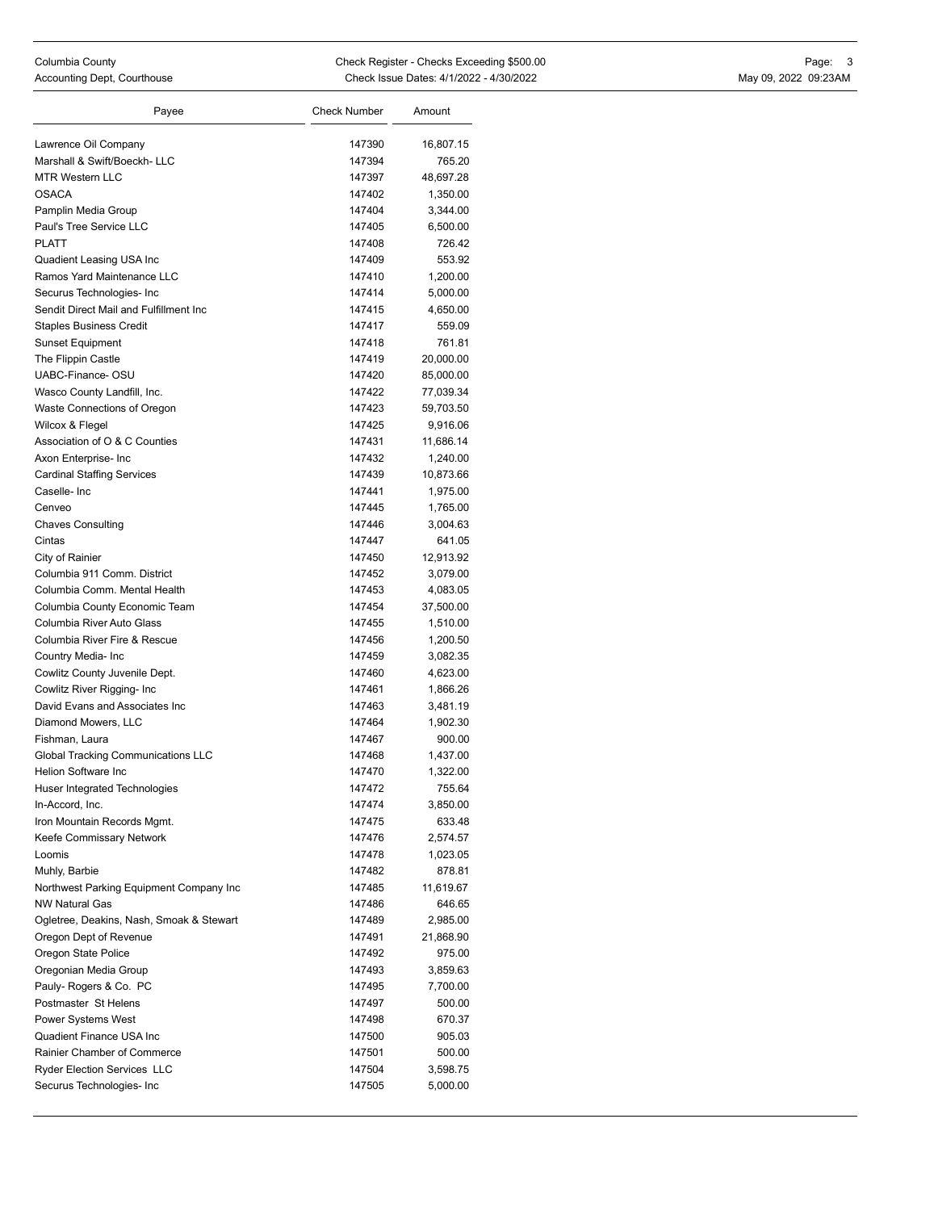| Payee | Check Number | Amount |
|---|---|---|
| Lawrence Oil Company | 147390 | 16,807.15 |
| Marshall & Swift/Boeckh- LLC | 147394 | 765.20 |
| MTR Western LLC | 147397 | 48,697.28 |
| OSACA | 147402 | 1,350.00 |
| Pamplin Media Group | 147404 | 3,344.00 |
| Paul's Tree Service LLC | 147405 | 6,500.00 |
| PLATT | 147408 | 726.42 |
| Quadient Leasing USA Inc | 147409 | 553.92 |
| Ramos Yard Maintenance LLC | 147410 | 1,200.00 |
| Securus Technologies- Inc | 147414 | 5,000.00 |
| Sendit Direct Mail and Fulfillment Inc | 147415 | 4,650.00 |
| Staples Business Credit | 147417 | 559.09 |
| Sunset Equipment | 147418 | 761.81 |
| The Flippin Castle | 147419 | 20,000.00 |
| UABC-Finance- OSU | 147420 | 85,000.00 |
| Wasco County Landfill, Inc. | 147422 | 77,039.34 |
| Waste Connections of Oregon | 147423 | 59,703.50 |
| Wilcox & Flegel | 147425 | 9,916.06 |
| Association of O & C Counties | 147431 | 11,686.14 |
| Axon Enterprise- Inc | 147432 | 1,240.00 |
| Cardinal Staffing Services | 147439 | 10,873.66 |
| Caselle- Inc | 147441 | 1,975.00 |
| Cenveo | 147445 | 1,765.00 |
| Chaves Consulting | 147446 | 3,004.63 |
| Cintas | 147447 | 641.05 |
| City of Rainier | 147450 | 12,913.92 |
| Columbia 911 Comm. District | 147452 | 3,079.00 |
| Columbia Comm. Mental Health | 147453 | 4,083.05 |
| Columbia County Economic Team | 147454 | 37,500.00 |
| Columbia River Auto Glass | 147455 | 1,510.00 |
| Columbia River Fire & Rescue | 147456 | 1,200.50 |
| Country Media- Inc | 147459 | 3,082.35 |
| Cowlitz County Juvenile Dept. | 147460 | 4,623.00 |
| Cowlitz River Rigging- Inc | 147461 | 1,866.26 |
| David Evans and Associates Inc | 147463 | 3,481.19 |
| Diamond Mowers, LLC | 147464 | 1,902.30 |
| Fishman, Laura | 147467 | 900.00 |
| Global Tracking Communications LLC | 147468 | 1,437.00 |
| Helion Software Inc | 147470 | 1,322.00 |
| Huser Integrated Technologies | 147472 | 755.64 |
| In-Accord, Inc. | 147474 | 3,850.00 |
| Iron Mountain Records Mgmt. | 147475 | 633.48 |
| Keefe Commissary Network | 147476 | 2,574.57 |
| Loomis | 147478 | 1,023.05 |
| Muhly, Barbie | 147482 | 878.81 |
| Northwest Parking Equipment Company Inc | 147485 | 11,619.67 |
| NW Natural Gas | 147486 | 646.65 |
| Ogletree, Deakins, Nash, Smoak & Stewart | 147489 | 2,985.00 |
| Oregon Dept of Revenue | 147491 | 21,868.90 |
| Oregon State Police | 147492 | 975.00 |
| Oregonian Media Group | 147493 | 3,859.63 |
| Pauly- Rogers & Co. PC | 147495 | 7,700.00 |
| Postmaster St Helens | 147497 | 500.00 |
| Power Systems West | 147498 | 670.37 |
| Quadient Finance USA Inc | 147500 | 905.03 |
| Rainier Chamber of Commerce | 147501 | 500.00 |
| Ryder Election Services LLC | 147504 | 3,598.75 |
| Securus Technologies- Inc | 147505 | 5,000.00 |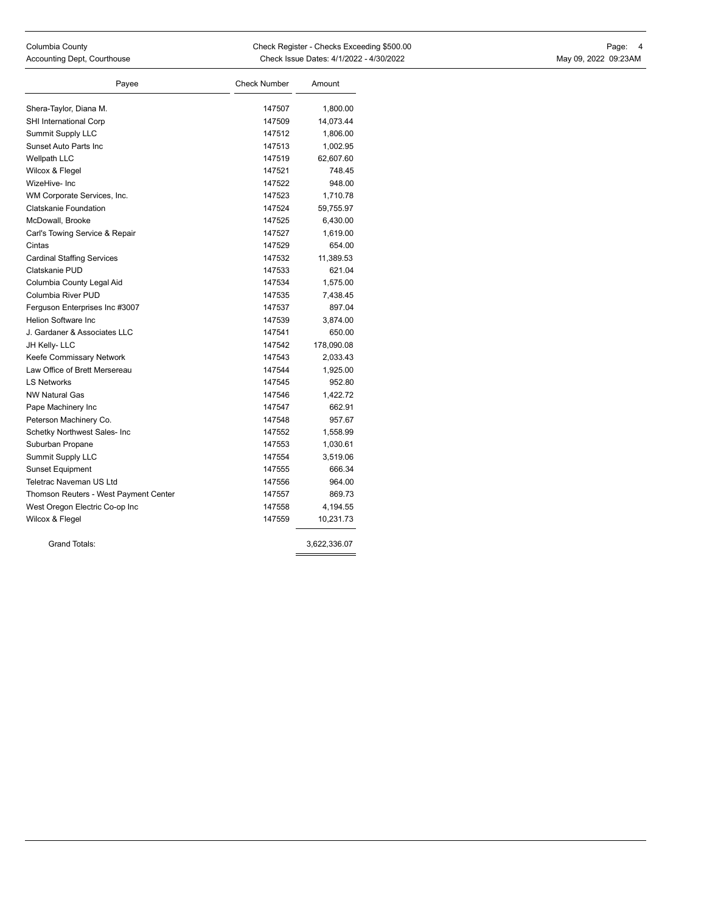| Payee | Check Number | Amount |
|---|---|---|
| Shera-Taylor, Diana M. | 147507 | 1,800.00 |
| SHI International Corp | 147509 | 14,073.44 |
| Summit Supply LLC | 147512 | 1,806.00 |
| Sunset Auto Parts Inc | 147513 | 1,002.95 |
| Wellpath LLC | 147519 | 62,607.60 |
| Wilcox & Flegel | 147521 | 748.45 |
| WizeHive- Inc | 147522 | 948.00 |
| WM Corporate Services, Inc. | 147523 | 1,710.78 |
| Clatskanie Foundation | 147524 | 59,755.97 |
| McDowall, Brooke | 147525 | 6,430.00 |
| Carl's Towing Service & Repair | 147527 | 1,619.00 |
| Cintas | 147529 | 654.00 |
| Cardinal Staffing Services | 147532 | 11,389.53 |
| Clatskanie PUD | 147533 | 621.04 |
| Columbia County Legal Aid | 147534 | 1,575.00 |
| Columbia River PUD | 147535 | 7,438.45 |
| Ferguson Enterprises Inc #3007 | 147537 | 897.04 |
| Helion Software Inc | 147539 | 3,874.00 |
| J. Gardaner & Associates LLC | 147541 | 650.00 |
| JH Kelly- LLC | 147542 | 178,090.08 |
| Keefe Commissary Network | 147543 | 2,033.43 |
| Law Office of Brett Mersereau | 147544 | 1,925.00 |
| LS Networks | 147545 | 952.80 |
| NW Natural Gas | 147546 | 1,422.72 |
| Pape Machinery Inc | 147547 | 662.91 |
| Peterson Machinery Co. | 147548 | 957.67 |
| Schetky Northwest Sales- Inc | 147552 | 1,558.99 |
| Suburban Propane | 147553 | 1,030.61 |
| Summit Supply LLC | 147554 | 3,519.06 |
| Sunset Equipment | 147555 | 666.34 |
| Teletrac Naveman US Ltd | 147556 | 964.00 |
| Thomson Reuters - West Payment Center | 147557 | 869.73 |
| West Oregon Electric Co-op Inc | 147558 | 4,194.55 |
| Wilcox & Flegel | 147559 | 10,231.73 |
| Grand Totals: | | 3,622,336.07 |